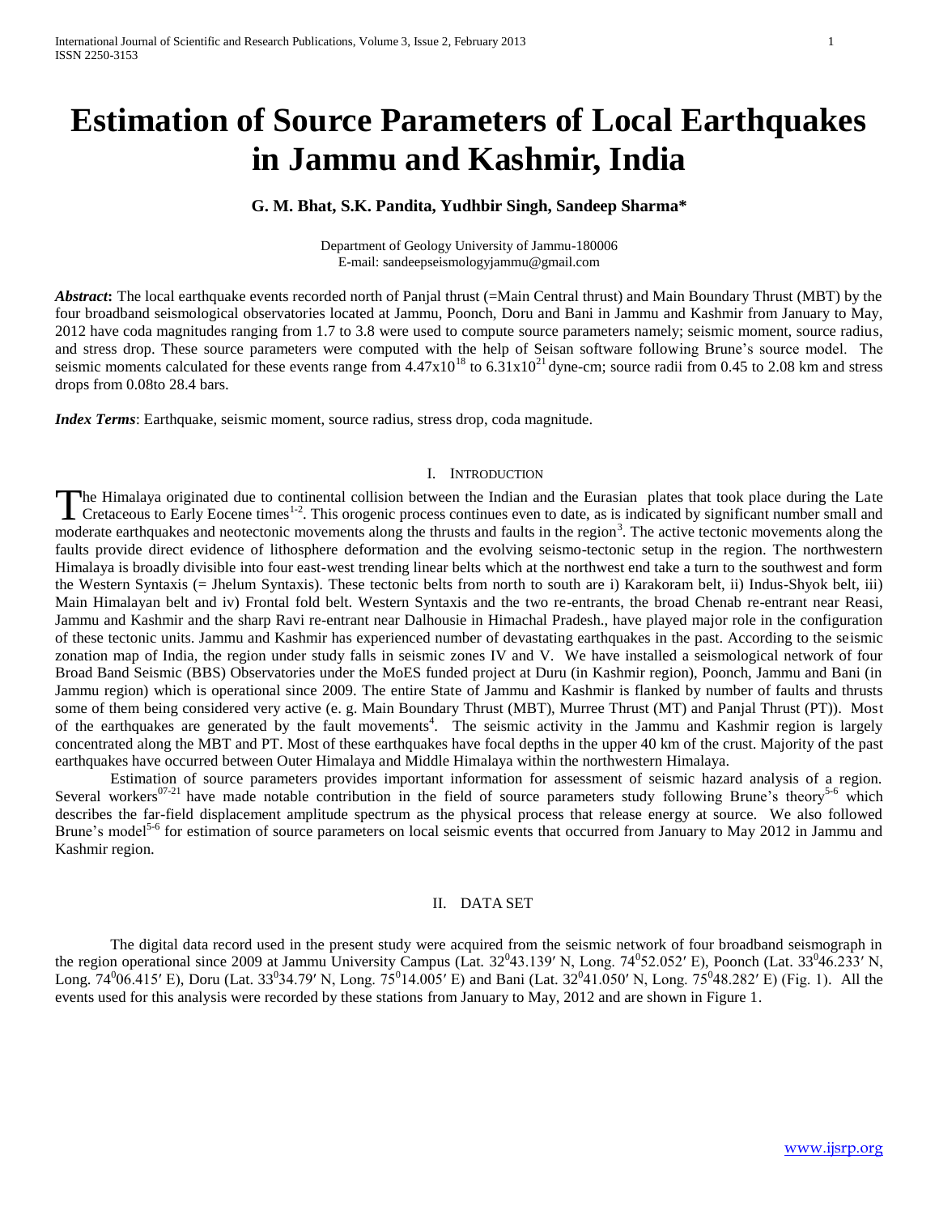# Estimation of Source Parameters of Local Earthquakes in Jammu and Kashmir, India

**G. M. Bhat, S.K. Pandita, Yudhbir Singh, Sandeep Sharma***

Department of Geology University of Jammu-180006
E-mail: sandeepseismologyjammu@gmail.com

***Abstract*:** The local earthquake events recorded north of Panjal thrust (=Main Central thrust) and Main Boundary Thrust (MBT) by the four broadband seismological observatories located at Jammu, Poonch, Doru and Bani in Jammu and Kashmir from January to May, 2012 have coda magnitudes ranging from 1.7 to 3.8 were used to compute source parameters namely; seismic moment, source radius, and stress drop. These source parameters were computed with the help of Seisan software following Brune's source model. The seismic moments calculated for these events range from $4.47x10^{18}$ to $6.31x10^{21}$ dyne-cm; source radii from 0.45 to 2.08 km and stress drops from 0.08to 28.4 bars.

***Index Terms***: Earthquake, seismic moment, source radius, stress drop, coda magnitude.

## I. Introduction

The Himalaya originated due to continental collision between the Indian and the Eurasian plates that took place during the Late Cretaceous to Early Eocene times[1-2]. This orogenic process continues even to date, as is indicated by significant number small and moderate earthquakes and neotectonic movements along the thrusts and faults in the region[3]. The active tectonic movements along the faults provide direct evidence of lithosphere deformation and the evolving seismo-tectonic setup in the region. The northwestern Himalaya is broadly divisible into four east-west trending linear belts which at the northwest end take a turn to the southwest and form the Western Syntaxis (= Jhelum Syntaxis). These tectonic belts from north to south are i) Karakoram belt, ii) Indus-Shyok belt, iii) Main Himalayan belt and iv) Frontal fold belt. Western Syntaxis and the two re-entrants, the broad Chenab re-entrant near Reasi, Jammu and Kashmir and the sharp Ravi re-entrant near Dalhousie in Himachal Pradesh., have played major role in the configuration of these tectonic units. Jammu and Kashmir has experienced number of devastating earthquakes in the past. According to the seismic zonation map of India, the region under study falls in seismic zones IV and V. We have installed a seismological network of four Broad Band Seismic (BBS) Observatories under the MoES funded project at Duru (in Kashmir region), Poonch, Jammu and Bani (in Jammu region) which is operational since 2009. The entire State of Jammu and Kashmir is flanked by number of faults and thrusts some of them being considered very active (e. g. Main Boundary Thrust (MBT), Murree Thrust (MT) and Panjal Thrust (PT)). Most of the earthquakes are generated by the fault movements[4]. The seismic activity in the Jammu and Kashmir region is largely concentrated along the MBT and PT. Most of these earthquakes have focal depths in the upper 40 km of the crust. Majority of the past earthquakes have occurred between Outer Himalaya and Middle Himalaya within the northwestern Himalaya.

Estimation of source parameters provides important information for assessment of seismic hazard analysis of a region. Several workers[07-21] have made notable contribution in the field of source parameters study following Brune's theory[5-6] which describes the far-field displacement amplitude spectrum as the physical process that release energy at source. We also followed Brune's model[5-6] for estimation of source parameters on local seismic events that occurred from January to May 2012 in Jammu and Kashmir region.

## II. Data Set

The digital data record used in the present study were acquired from the seismic network of four broadband seismograph in the region operational since 2009 at Jammu University Campus (Lat. 32°43.139′ N, Long. 74°52.052′ E), Poonch (Lat. 33°46.233′ N, Long. 74°06.415′ E), Doru (Lat. 33°34.79′ N, Long. 75°14.005′ E) and Bani (Lat. 32°41.050′ N, Long. 75°48.282′ E) (Fig. 1). All the events used for this analysis were recorded by these stations from January to May, 2012 and are shown in Figure 1.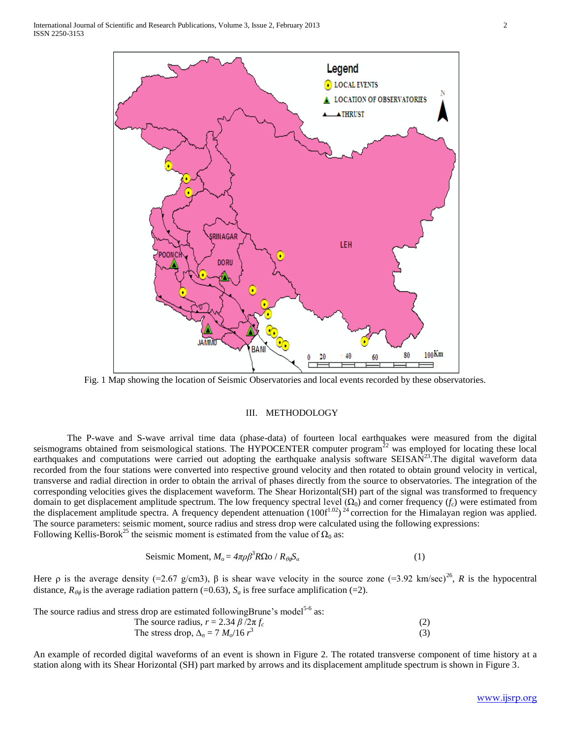Fig. 1 Map showing the location of Seismic Observatories and local events recorded by these observatories.

## III. METHODOLOGY

The P-wave and S-wave arrival time data (phase-data) of fourteen local earthquakes were measured from the digital seismograms obtained from seismological stations. The HYPOCENTER computer program[22] was employed for locating these local earthquakes and computations were carried out adopting the earthquake analysis software SEISAN[23].The digital waveform data recorded from the four stations were converted into respective ground velocity and then rotated to obtain ground velocity in vertical, transverse and radial direction in order to obtain the arrival of phases directly from the source to observatories. The integration of the corresponding velocities gives the displacement waveform. The Shear Horizontal(SH) part of the signal was transformed to frequency domain to get displacement amplitude spectrum. The low frequency spectral level ($\Omega_0$) and corner frequency ($f_c$) were estimated from the displacement amplitude spectra. A frequency dependent attenuation ($100f^{1.02}$) [24] correction for the Himalayan region was applied. The source parameters: seismic moment, source radius and stress drop were calculated using the following expressions:
Following Kellis-Borok[25] the seismic moment is estimated from the value of $\Omega_0$ as:

$$\text{Seismic Moment, } M_o = 4\pi\rho\beta^3 R\Omega o / R_{\theta\phi} S_\alpha \qquad (1)$$

Here ρ is the average density (=2.67 g/cm3), β is shear wave velocity in the source zone (=3.92 km/sec)[26], $R$ is the hypocentral distance, $R_{\theta\phi}$ is the average radiation pattern (=0.63), $S_a$ is free surface amplification (=2).

The source radius and stress drop are estimated followingBrune's model[5-6] as:

$$\text{The source radius, } r = 2.34\,\beta / 2\pi f_c \qquad (2)$$

$$\text{The stress drop, } \Delta_\sigma = 7\,M_o/16\,r^3 \qquad (3)$$

An example of recorded digital waveforms of an event is shown in Figure 2. The rotated transverse component of time history at a station along with its Shear Horizontal (SH) part marked by arrows and its displacement amplitude spectrum is shown in Figure 3.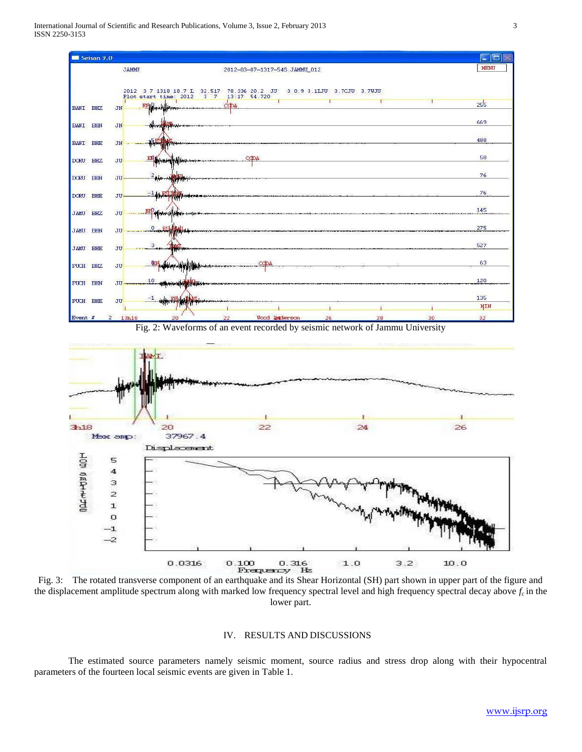Fig. 2: Waveforms of an event recorded by seismic network of Jammu University

Fig. 3: The rotated transverse component of an earthquake and its Shear Horizontal (SH) part shown in upper part of the figure and the displacement amplitude spectrum along with marked low frequency spectral level and high frequency spectral decay above $f_c$ in the lower part.

## IV. RESULTS AND DISCUSSIONS

The estimated source parameters namely seismic moment, source radius and stress drop along with their hypocentral parameters of the fourteen local seismic events are given in Table 1.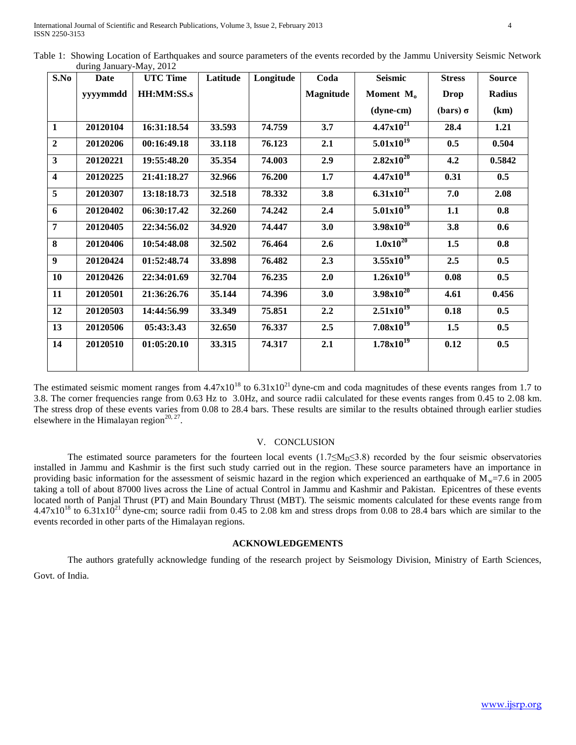Table 1: Showing Location of Earthquakes and source parameters of the events recorded by the Jammu University Seismic Network during January-May, 2012

| S.No | Date yyyymmdd | UTC Time HH:MM:SS.s | Latitude | Longitude | Coda Magnitude | Seismic Moment $M_o$ (dyne-cm) | Stress Drop (bars) σ | Source Radius (km) |
|---|---|---|---|---|---|---|---|---|
| **1** | **20120104** | **16:31:18.54** | **33.593** | **74.759** | **3.7** | **$4.47x10^{21}$** | **28.4** | **1.21** |
| **2** | **20120206** | **00:16:49.18** | **33.118** | **76.123** | **2.1** | **$5.01x10^{19}$** | **0.5** | **0.504** |
| **3** | **20120221** | **19:55:48.20** | **35.354** | **74.003** | **2.9** | **$2.82x10^{20}$** | **4.2** | **0.5842** |
| **4** | **20120225** | **21:41:18.27** | **32.966** | **76.200** | **1.7** | **$4.47x10^{18}$** | **0.31** | **0.5** |
| **5** | **20120307** | **13:18:18.73** | **32.518** | **78.332** | **3.8** | **$6.31x10^{21}$** | **7.0** | **2.08** |
| **6** | **20120402** | **06:30:17.42** | **32.260** | **74.242** | **2.4** | **$5.01x10^{19}$** | **1.1** | **0.8** |
| **7** | **20120405** | **22:34:56.02** | **34.920** | **74.447** | **3.0** | **$3.98x10^{20}$** | **3.8** | **0.6** |
| **8** | **20120406** | **10:54:48.08** | **32.502** | **76.464** | **2.6** | **$1.0x10^{20}$** | **1.5** | **0.8** |
| **9** | **20120424** | **01:52:48.74** | **33.898** | **76.482** | **2.3** | **$3.55x10^{19}$** | **2.5** | **0.5** |
| **10** | **20120426** | **22:34:01.69** | **32.704** | **76.235** | **2.0** | **$1.26x10^{19}$** | **0.08** | **0.5** |
| **11** | **20120501** | **21:36:26.76** | **35.144** | **74.396** | **3.0** | **$3.98x10^{20}$** | **4.61** | **0.456** |
| **12** | **20120503** | **14:44:56.99** | **33.349** | **75.851** | **2.2** | **$2.51x10^{19}$** | **0.18** | **0.5** |
| **13** | **20120506** | **05:43:3.43** | **32.650** | **76.337** | **2.5** | **$7.08x10^{19}$** | **1.5** | **0.5** |
| **14** | **20120510** | **01:05:20.10** | **33.315** | **74.317** | **2.1** | **$1.78x10^{19}$** | **0.12** | **0.5** |

The estimated seismic moment ranges from $4.47x10^{18}$ to $6.31x10^{21}$ dyne-cm and coda magnitudes of these events ranges from 1.7 to 3.8. The corner frequencies range from 0.63 Hz to 3.0Hz, and source radii calculated for these events ranges from 0.45 to 2.08 km. The stress drop of these events varies from 0.08 to 28.4 bars. These results are similar to the results obtained through earlier studies elsewhere in the Himalayan region[20, 27].

## V. CONCLUSION

The estimated source parameters for the fourteen local events ($1.7 \leq M_D \leq 3.8$) recorded by the four seismic observatories installed in Jammu and Kashmir is the first such study carried out in the region. These source parameters have an importance in providing basic information for the assessment of seismic hazard in the region which experienced an earthquake of $M_w$=7.6 in 2005 taking a toll of about 87000 lives across the Line of actual Control in Jammu and Kashmir and Pakistan. Epicentres of these events located north of Panjal Thrust (PT) and Main Boundary Thrust (MBT). The seismic moments calculated for these events range from $4.47x10^{18}$ to $6.31x10^{21}$ dyne-cm; source radii from 0.45 to 2.08 km and stress drops from 0.08 to 28.4 bars which are similar to the events recorded in other parts of the Himalayan regions.

## ACKNOWLEDGEMENTS

The authors gratefully acknowledge funding of the research project by Seismology Division, Ministry of Earth Sciences, Govt. of India.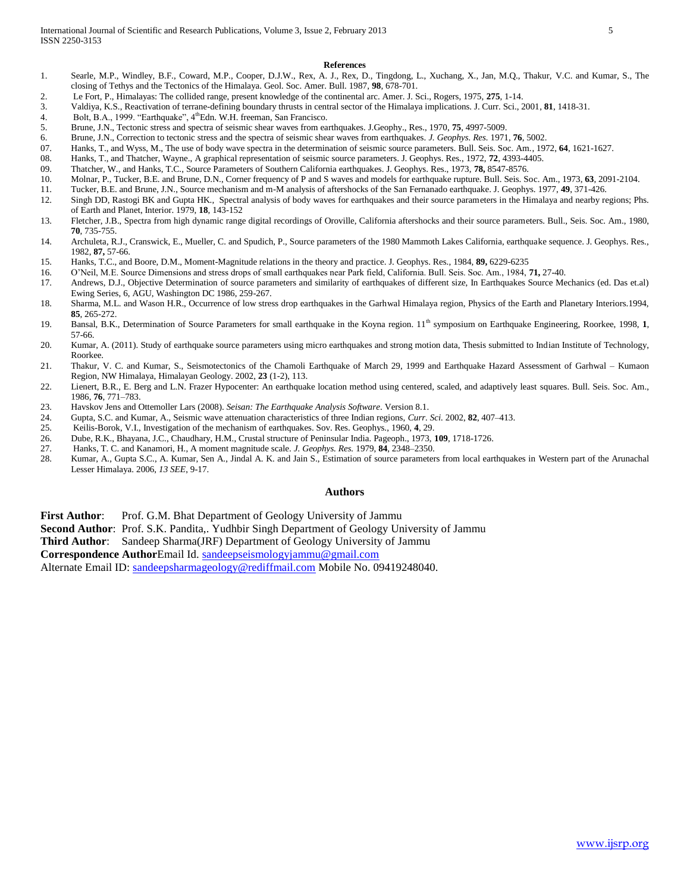**References**

1. Searle, M.P., Windley, B.F., Coward, M.P., Cooper, D.J.W., Rex, A. J., Rex, D., Tingdong, L., Xuchang, X., Jan, M.Q., Thakur, V.C. and Kumar, S., The closing of Tethys and the Tectonics of the Himalaya. Geol. Soc. Amer. Bull. 1987, **98**, 678-701.
2. Le Fort, P., Himalayas: The collided range, present knowledge of the continental arc. Amer. J. Sci., Rogers, 1975, **275**, 1-14.
3. Valdiya, K.S., Reactivation of terrane-defining boundary thrusts in central sector of the Himalaya implications. J. Curr. Sci., 2001, **81**, 1418-31.
4. Bolt, B.A., 1999. "Earthquake", 4thEdn. W.H. freeman, San Francisco.
5. Brune, J.N., Tectonic stress and spectra of seismic shear waves from earthquakes. J.Geophy., Res., 1970, **75**, 4997-5009.
6. Brune, J.N., Correction to tectonic stress and the spectra of seismic shear waves from earthquakes. *J. Geophys. Res.* 1971, **76**, 5002.
07. Hanks, T., and Wyss, M., The use of body wave spectra in the determination of seismic source parameters. Bull. Seis. Soc. Am., 1972, **64**, 1621-1627.
08. Hanks, T., and Thatcher, Wayne., A graphical representation of seismic source parameters. J. Geophys. Res., 1972, **72**, 4393-4405.
09. Thatcher, W., and Hanks, T.C., Source Parameters of Southern California earthquakes. J. Geophys. Res., 1973, **78,** 8547-8576.
10. Molnar, P., Tucker, B.E. and Brune, D.N., Corner frequency of P and S waves and models for earthquake rupture. Bull. Seis. Soc. Am., 1973, **63**, 2091-2104.
11. Tucker, B.E. and Brune, J.N., Source mechanism and m-M analysis of aftershocks of the San Fernanado earthquake. J. Geophys. 1977, **49**, 371-426.
12. Singh DD, Rastogi BK and Gupta HK., Spectral analysis of body waves for earthquakes and their source parameters in the Himalaya and nearby regions; Phs. of Earth and Planet, Interior. 1979, **18**, 143-152
13. Fletcher, J.B., Spectra from high dynamic range digital recordings of Oroville, California aftershocks and their source parameters. Bull., Seis. Soc. Am., 1980, **70**, 735-755.
14. Archuleta, R.J., Cranswick, E., Mueller, C. and Spudich, P., Source parameters of the 1980 Mammoth Lakes California, earthquake sequence. J. Geophys. Res., 1982, **87,** 57-66.
15. Hanks, T.C., and Boore, D.M., Moment-Magnitude relations in the theory and practice. J. Geophys. Res., 1984, **89,** 6229-6235
16. O'Neil, M.E. Source Dimensions and stress drops of small earthquakes near Park field, California. Bull. Seis. Soc. Am., 1984, **71,** 27-40.
17. Andrews, D.J., Objective Determination of source parameters and similarity of earthquakes of different size, In Earthquakes Source Mechanics (ed. Das et.al) Ewing Series, 6, AGU, Washington DC 1986, 259-267.
18. Sharma, M.L. and Wason H.R., Occurrence of low stress drop earthquakes in the Garhwal Himalaya region, Physics of the Earth and Planetary Interiors.1994, **85**, 265-272.
19. Bansal, B.K., Determination of Source Parameters for small earthquake in the Koyna region. 11th symposium on Earthquake Engineering, Roorkee, 1998, **1**, 57-66.
20. Kumar, A. (2011). Study of earthquake source parameters using micro earthquakes and strong motion data, Thesis submitted to Indian Institute of Technology, Roorkee.
21. Thakur, V. C. and Kumar, S., Seismotectonics of the Chamoli Earthquake of March 29, 1999 and Earthquake Hazard Assessment of Garhwal – Kumaon Region, NW Himalaya, Himalayan Geology. 2002, **23** (1-2), 113.
22. Lienert, B.R., E. Berg and L.N. Frazer Hypocenter: An earthquake location method using centered, scaled, and adaptively least squares. Bull. Seis. Soc. Am., 1986, **76**, 771–783.
23. Havskov Jens and Ottemoller Lars (2008). *Seisan: The Earthquake Analysis Software*. Version 8.1.
24. Gupta, S.C. and Kumar, A., Seismic wave attenuation characteristics of three Indian regions, *Curr. Sci.* 2002, **82**, 407–413.
25. Keilis-Borok, V.I., Investigation of the mechanism of earthquakes. Sov. Res. Geophys., 1960, **4**, 29.
26. Dube, R.K., Bhayana, J.C., Chaudhary, H.M., Crustal structure of Peninsular India. Pageoph., 1973, **109**, 1718-1726.
27. Hanks, T. C. and Kanamori, H., A moment magnitude scale. *J. Geophys. Res.* 1979, **84**, 2348–2350.
28. Kumar, A., Gupta S.C., A. Kumar, Sen A., Jindal A. K. and Jain S., Estimation of source parameters from local earthquakes in Western part of the Arunachal Lesser Himalaya. 2006, *13 SEE*, 9-17.

## Authors

**First Author**: Prof. G.M. Bhat Department of Geology University of Jammu

**Second Author**: Prof. S.K. Pandita,. Yudhbir Singh Department of Geology University of Jammu

**Third Author**: Sandeep Sharma(JRF) Department of Geology University of Jammu

**Correspondence Author**Email Id. sandeepseismologyjammu@gmail.com

Alternate Email ID: sandeepsharmageology@rediffmail.com Mobile No. 09419248040.